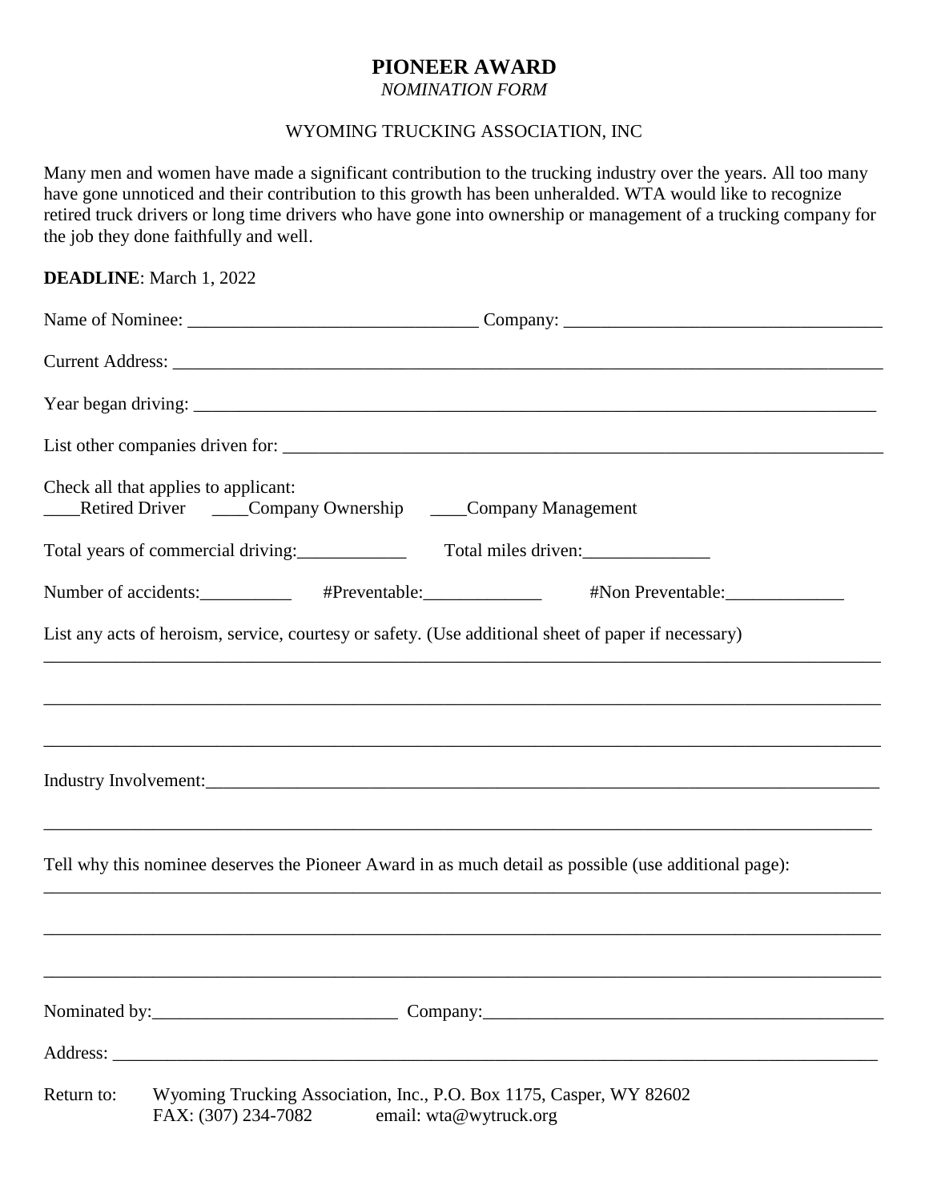# PIONEER AWARD

*NOMINATION FORM*

WYOMING TRUCKING ASSOCIATION, INC

Many men and women have made a significant contribution to the trucking industry over the years. All too many have gone unnoticed and their contribution to this growth has been unheralded. WTA would like to recognize retired truck drivers or long time drivers who have gone into ownership or management of a trucking company for the job they done faithfully and well.

**DEADLINE**: March 1, 2022

Name of Nominee: ________________________________ Company: ___________________________________

Current Address: ________________________________________________________________________________

Year began driving: ______________________________________________________________________________

List other companies driven for: ___________________________________________________________________

Check all that applies to applicant:
____Retired Driver ____Company Ownership ____Company Management

Total years of commercial driving:____________ Total miles driven:______________

Number of accidents:__________ #Preventable:_____________ #Non Preventable:_____________

List any acts of heroism, service, courtesy or safety. (Use additional sheet of paper if necessary)

______________________________________________________________________________________________

______________________________________________________________________________________________

______________________________________________________________________________________________

Industry Involvement:_____________________________________________________________________________

______________________________________________________________________________________________

Tell why this nominee deserves the Pioneer Award in as much detail as possible (use additional page):

______________________________________________________________________________________________

______________________________________________________________________________________________

______________________________________________________________________________________________

Nominated by:___________________________ Company:______________________________________________

Address: _______________________________________________________________________________________

Return to: Wyoming Trucking Association, Inc., P.O. Box 1175, Casper, WY 82602
FAX: (307) 234-7082 email: wta@wytruck.org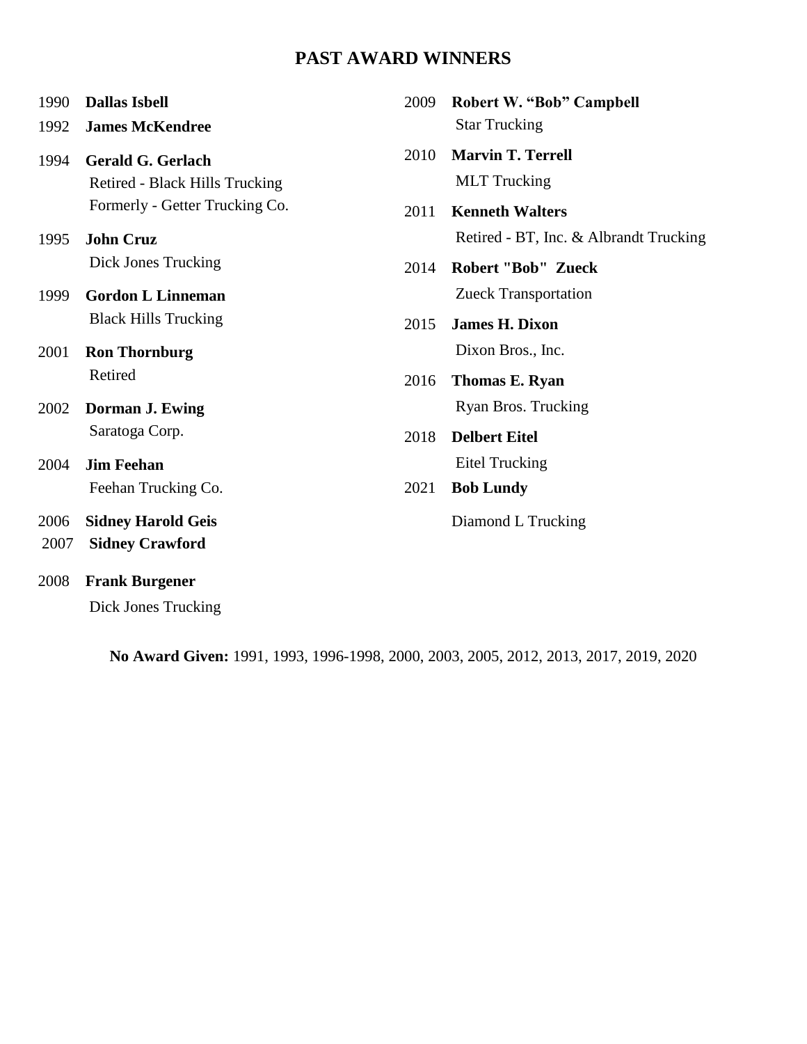## PAST AWARD WINNERS

1990 **Dallas Isbell**

1992 **James McKendree**

1994 **Gerald G. Gerlach**
Retired - Black Hills Trucking
Formerly - Getter Trucking Co.

1995 **John Cruz**
Dick Jones Trucking

1999 **Gordon L Linneman**
Black Hills Trucking

2001 **Ron Thornburg**
Retired

2002 **Dorman J. Ewing**
Saratoga Corp.

2004 **Jim Feehan**
Feehan Trucking Co.

2006 **Sidney Harold Geis**

2007 **Sidney Crawford**

2008 **Frank Burgener**
Dick Jones Trucking

2009 **Robert W. "Bob" Campbell**
Star Trucking

2010 **Marvin T. Terrell**
MLT Trucking

2011 **Kenneth Walters**
Retired - BT, Inc. & Albrandt Trucking

2014 **Robert "Bob" Zueck**
Zueck Transportation

2015 **James H. Dixon**
Dixon Bros., Inc.

2016 **Thomas E. Ryan**
Ryan Bros. Trucking

2018 **Delbert Eitel**
Eitel Trucking

2021 **Bob Lundy**
Diamond L Trucking

**No Award Given:** 1991, 1993, 1996-1998, 2000, 2003, 2005, 2012, 2013, 2017, 2019, 2020